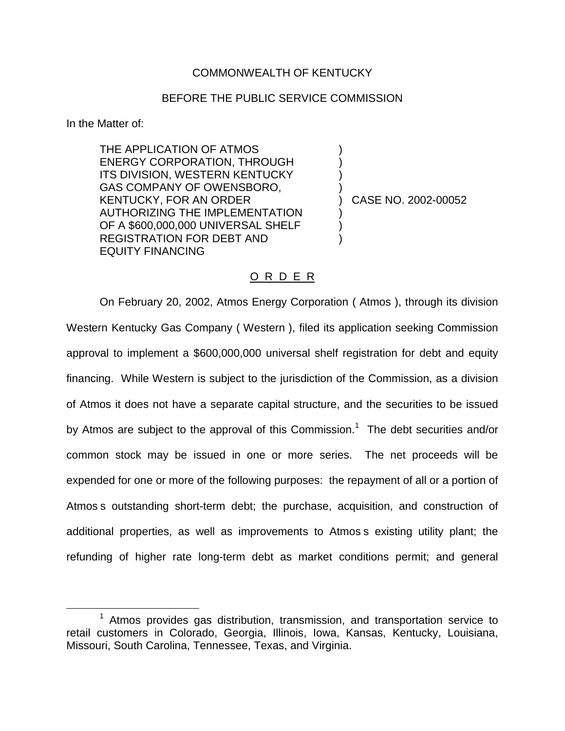COMMONWEALTH OF KENTUCKY

BEFORE THE PUBLIC SERVICE COMMISSION

In the Matter of:

| | | |
|---|---|---|
| THE APPLICATION OF ATMOS ENERGY CORPORATION, THROUGH ITS DIVISION, WESTERN KENTUCKY GAS COMPANY OF OWENSBORO, KENTUCKY, FOR AN ORDER AUTHORIZING THE IMPLEMENTATION OF A $600,000,000 UNIVERSAL SHELF REGISTRATION FOR DEBT AND EQUITY FINANCING | ) | CASE NO. 2002-00052 |

O R D E R

On February 20, 2002, Atmos Energy Corporation ( Atmos ), through its division Western Kentucky Gas Company ( Western ), filed its application seeking Commission approval to implement a $600,000,000 universal shelf registration for debt and equity financing. While Western is subject to the jurisdiction of the Commission, as a division of Atmos it does not have a separate capital structure, and the securities to be issued by Atmos are subject to the approval of this Commission.[1] The debt securities and/or common stock may be issued in one or more series. The net proceeds will be expended for one or more of the following purposes: the repayment of all or a portion of Atmos s outstanding short-term debt; the purchase, acquisition, and construction of additional properties, as well as improvements to Atmos s existing utility plant; the refunding of higher rate long-term debt as market conditions permit; and general

[1] Atmos provides gas distribution, transmission, and transportation service to retail customers in Colorado, Georgia, Illinois, Iowa, Kansas, Kentucky, Louisiana, Missouri, South Carolina, Tennessee, Texas, and Virginia.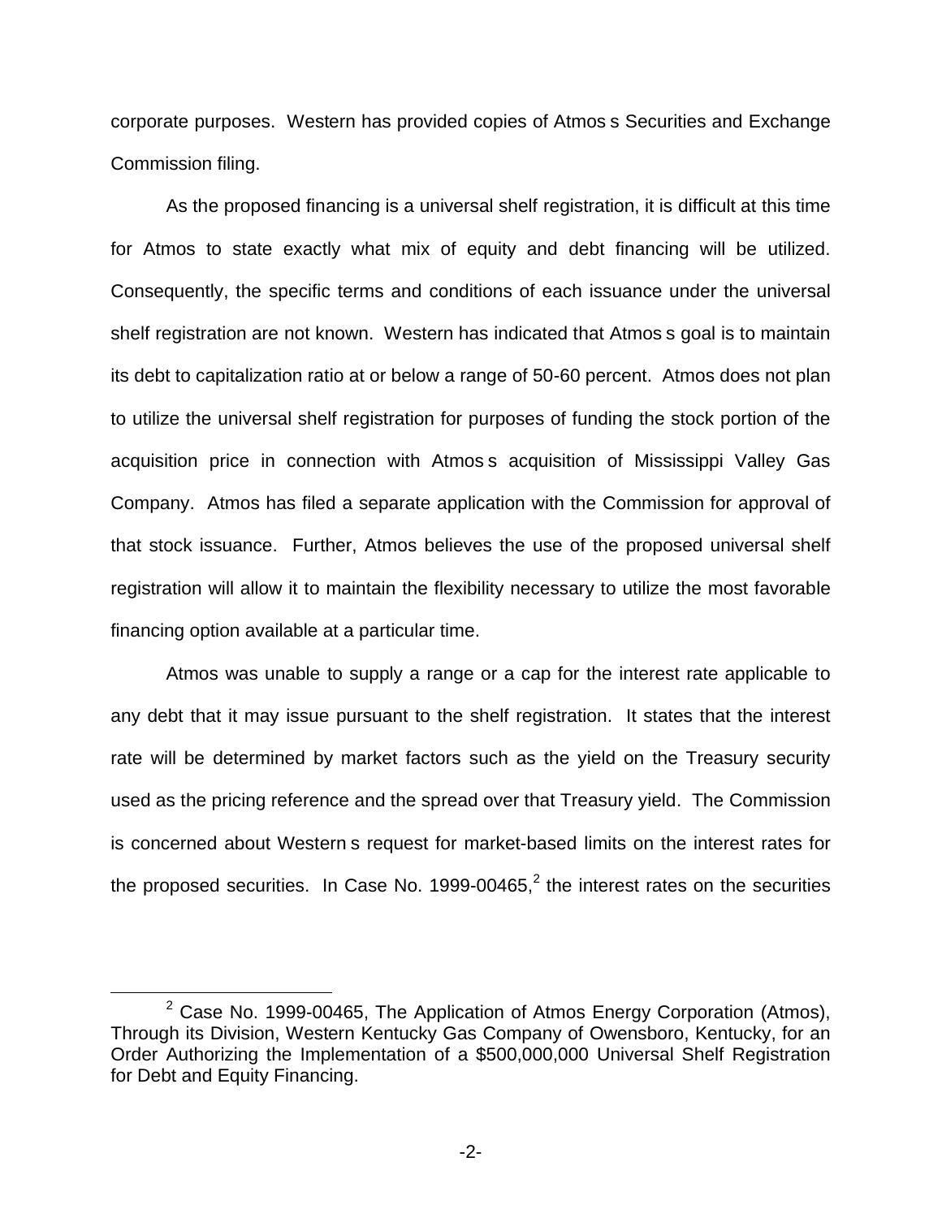corporate purposes. Western has provided copies of Atmos s Securities and Exchange Commission filing.

As the proposed financing is a universal shelf registration, it is difficult at this time for Atmos to state exactly what mix of equity and debt financing will be utilized. Consequently, the specific terms and conditions of each issuance under the universal shelf registration are not known. Western has indicated that Atmos s goal is to maintain its debt to capitalization ratio at or below a range of 50-60 percent. Atmos does not plan to utilize the universal shelf registration for purposes of funding the stock portion of the acquisition price in connection with Atmos s acquisition of Mississippi Valley Gas Company. Atmos has filed a separate application with the Commission for approval of that stock issuance. Further, Atmos believes the use of the proposed universal shelf registration will allow it to maintain the flexibility necessary to utilize the most favorable financing option available at a particular time.

Atmos was unable to supply a range or a cap for the interest rate applicable to any debt that it may issue pursuant to the shelf registration. It states that the interest rate will be determined by market factors such as the yield on the Treasury security used as the pricing reference and the spread over that Treasury yield. The Commission is concerned about Western s request for market-based limits on the interest rates for the proposed securities. In Case No. 1999-00465,[2] the interest rates on the securities

[2] Case No. 1999-00465, The Application of Atmos Energy Corporation (Atmos), Through its Division, Western Kentucky Gas Company of Owensboro, Kentucky, for an Order Authorizing the Implementation of a $500,000,000 Universal Shelf Registration for Debt and Equity Financing.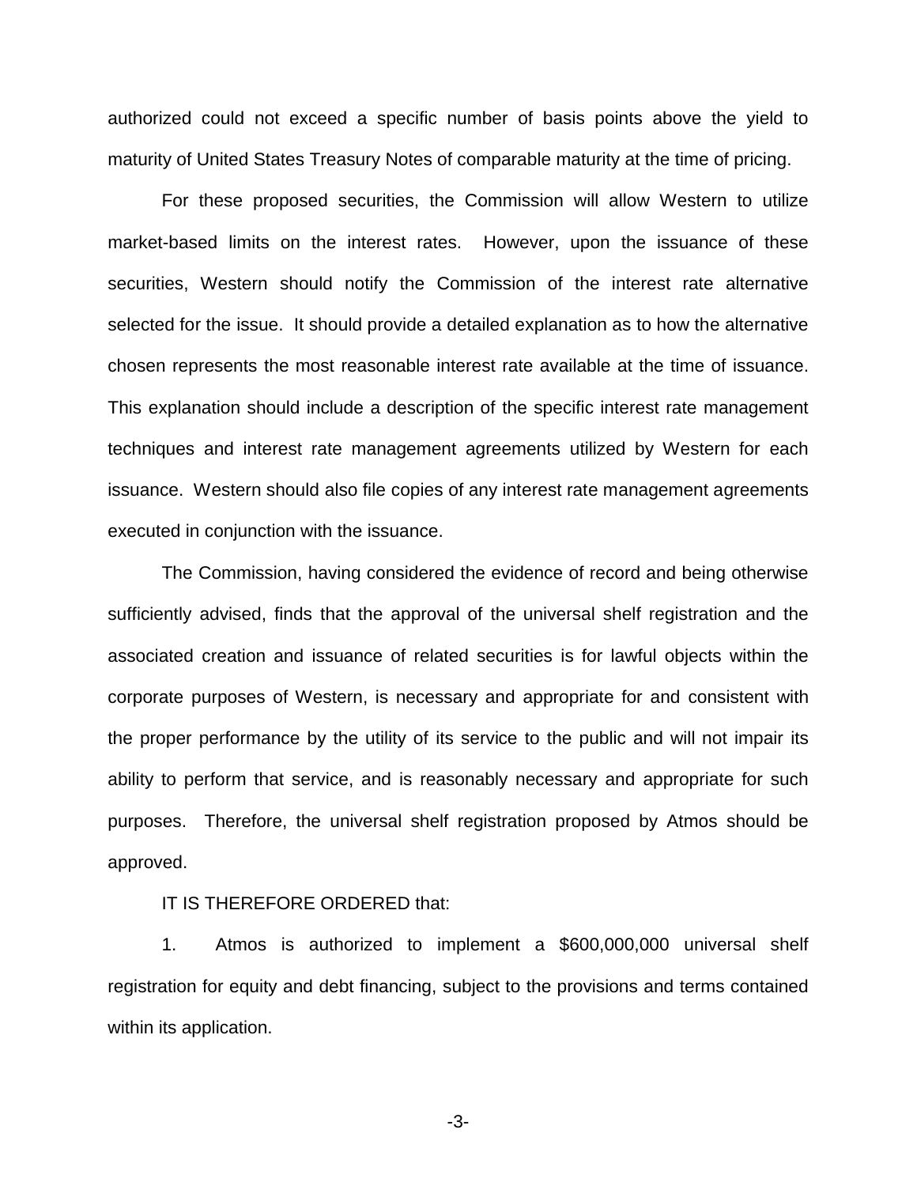authorized could not exceed a specific number of basis points above the yield to maturity of United States Treasury Notes of comparable maturity at the time of pricing.

For these proposed securities, the Commission will allow Western to utilize market-based limits on the interest rates. However, upon the issuance of these securities, Western should notify the Commission of the interest rate alternative selected for the issue. It should provide a detailed explanation as to how the alternative chosen represents the most reasonable interest rate available at the time of issuance. This explanation should include a description of the specific interest rate management techniques and interest rate management agreements utilized by Western for each issuance. Western should also file copies of any interest rate management agreements executed in conjunction with the issuance.

The Commission, having considered the evidence of record and being otherwise sufficiently advised, finds that the approval of the universal shelf registration and the associated creation and issuance of related securities is for lawful objects within the corporate purposes of Western, is necessary and appropriate for and consistent with the proper performance by the utility of its service to the public and will not impair its ability to perform that service, and is reasonably necessary and appropriate for such purposes. Therefore, the universal shelf registration proposed by Atmos should be approved.

IT IS THEREFORE ORDERED that:

1. Atmos is authorized to implement a $600,000,000 universal shelf registration for equity and debt financing, subject to the provisions and terms contained within its application.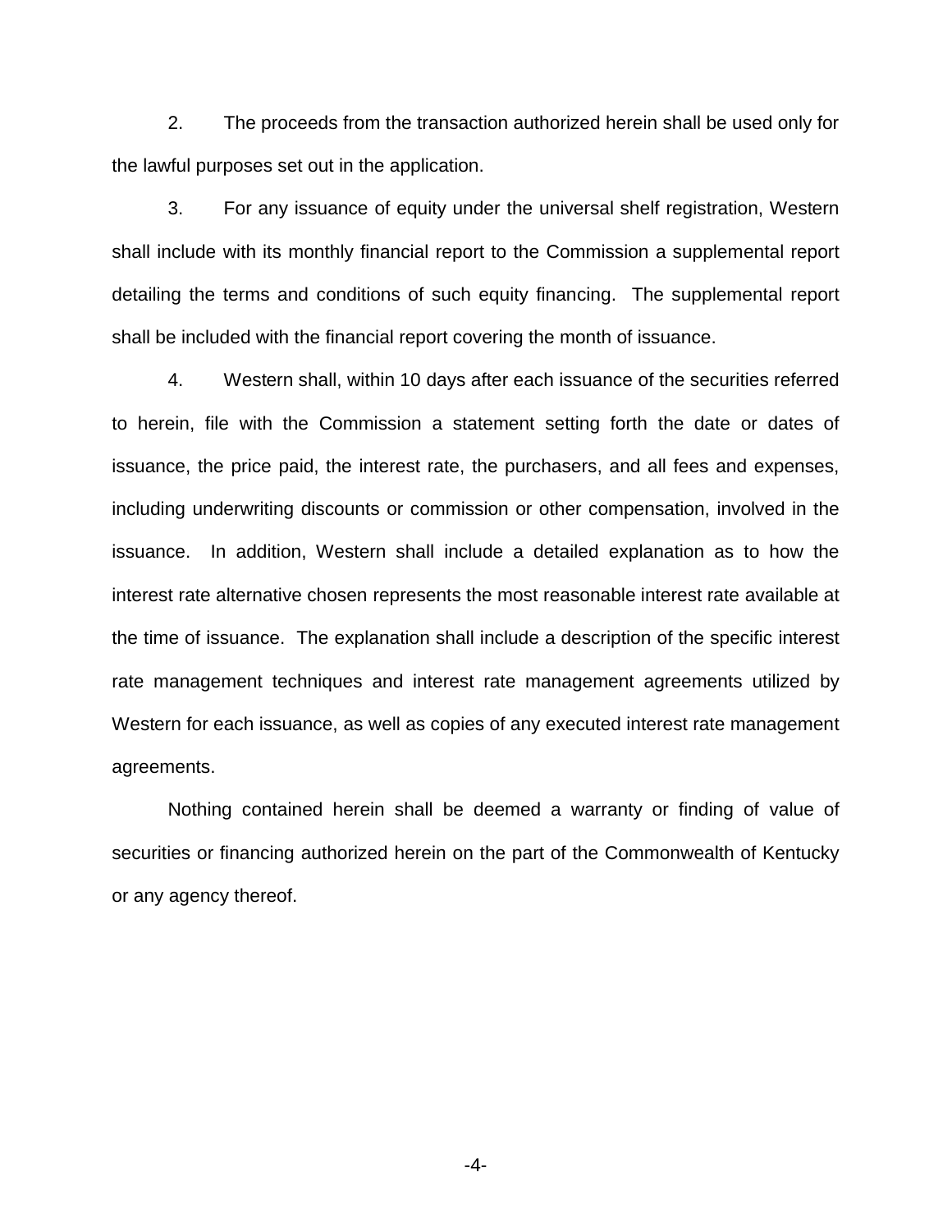2. The proceeds from the transaction authorized herein shall be used only for the lawful purposes set out in the application.

3. For any issuance of equity under the universal shelf registration, Western shall include with its monthly financial report to the Commission a supplemental report detailing the terms and conditions of such equity financing. The supplemental report shall be included with the financial report covering the month of issuance.

4. Western shall, within 10 days after each issuance of the securities referred to herein, file with the Commission a statement setting forth the date or dates of issuance, the price paid, the interest rate, the purchasers, and all fees and expenses, including underwriting discounts or commission or other compensation, involved in the issuance. In addition, Western shall include a detailed explanation as to how the interest rate alternative chosen represents the most reasonable interest rate available at the time of issuance. The explanation shall include a description of the specific interest rate management techniques and interest rate management agreements utilized by Western for each issuance, as well as copies of any executed interest rate management agreements.

Nothing contained herein shall be deemed a warranty or finding of value of securities or financing authorized herein on the part of the Commonwealth of Kentucky or any agency thereof.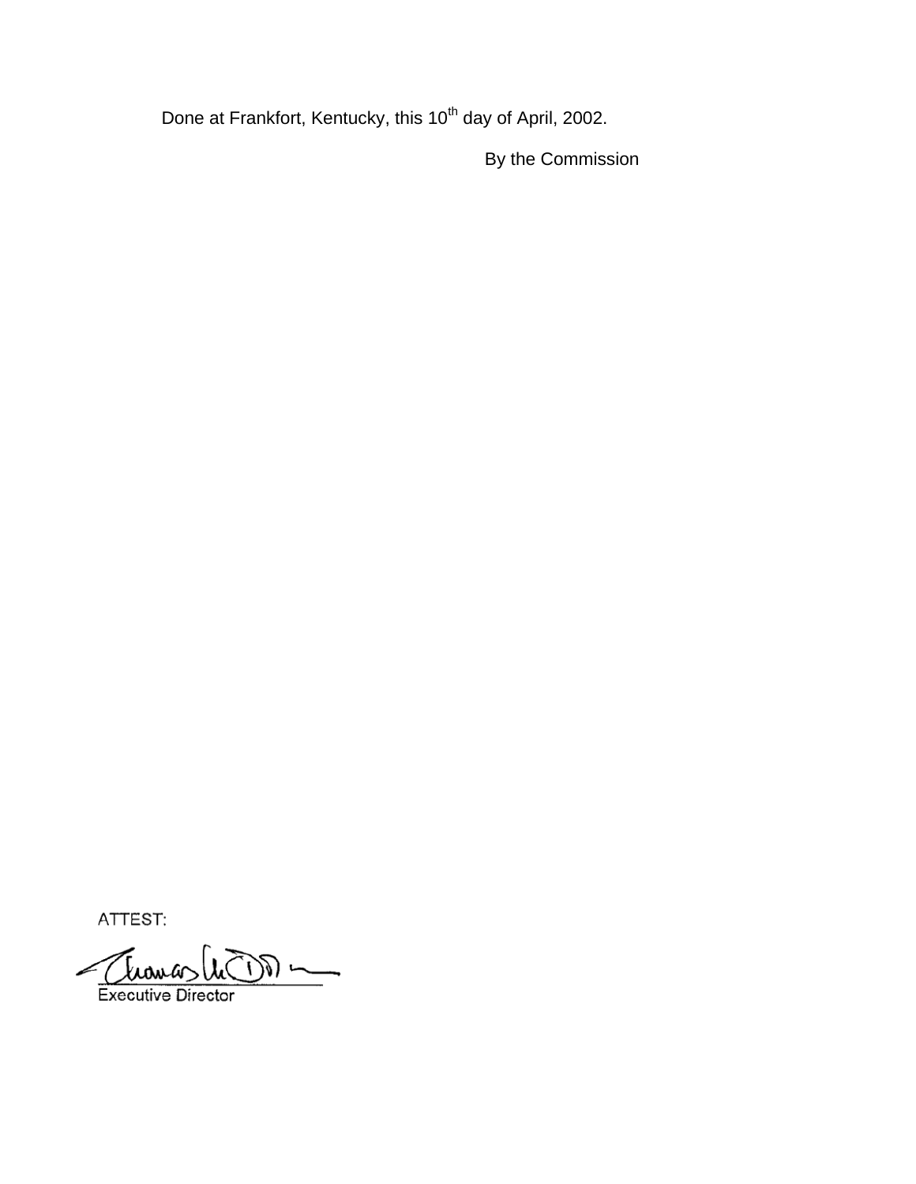Done at Frankfort, Kentucky, this 10th day of April, 2002.

By the Commission

ATTEST:

Executive Director